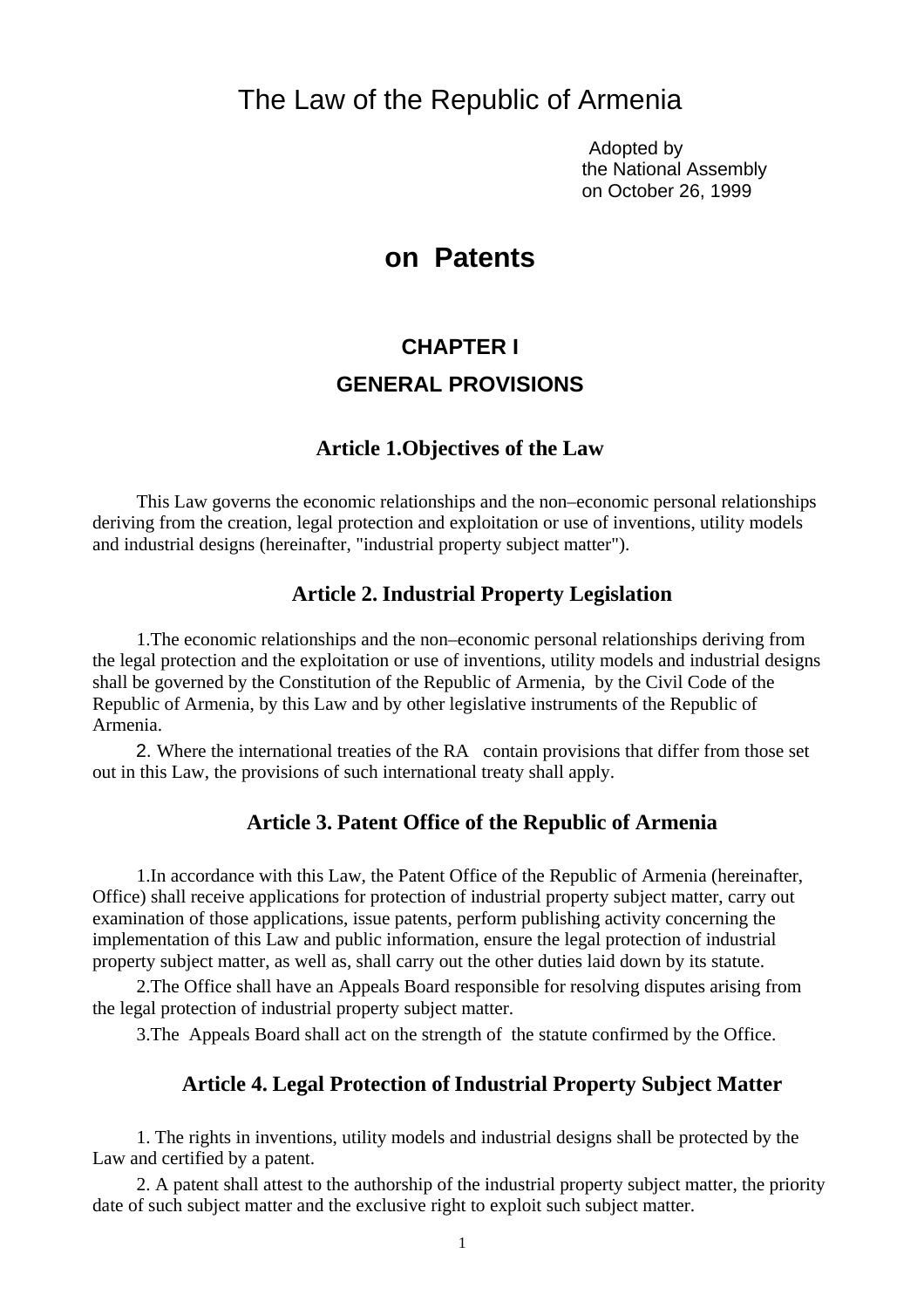# The Law of the Republic of Armenia

Adopted by
the National Assembly
on October 26, 1999

# on Patents

## CHAPTER I

## GENERAL PROVISIONS

### Article 1.Objectives of the Law

This Law governs the economic relationships and the non–economic personal relationships deriving from the creation, legal protection and exploitation or use of inventions, utility models and industrial designs (hereinafter, "industrial property subject matter").

### Article 2. Industrial Property Legislation

1.The economic relationships and the non–economic personal relationships deriving from the legal protection and the exploitation or use of inventions, utility models and industrial designs shall be governed by the Constitution of the Republic of Armenia, by the Civil Code of the Republic of Armenia, by this Law and by other legislative instruments of the Republic of Armenia.

2. Where the international treaties of the RA contain provisions that differ from those set out in this Law, the provisions of such international treaty shall apply.

### Article 3. Patent Office of the Republic of Armenia

1.In accordance with this Law, the Patent Office of the Republic of Armenia (hereinafter, Office) shall receive applications for protection of industrial property subject matter, carry out examination of those applications, issue patents, perform publishing activity concerning the implementation of this Law and public information, ensure the legal protection of industrial property subject matter, as well as, shall carry out the other duties laid down by its statute.

2.The Office shall have an Appeals Board responsible for resolving disputes arising from the legal protection of industrial property subject matter.

3.The Appeals Board shall act on the strength of the statute confirmed by the Office.

### Article 4. Legal Protection of Industrial Property Subject Matter

1. The rights in inventions, utility models and industrial designs shall be protected by the Law and certified by a patent.

2. A patent shall attest to the authorship of the industrial property subject matter, the priority date of such subject matter and the exclusive right to exploit such subject matter.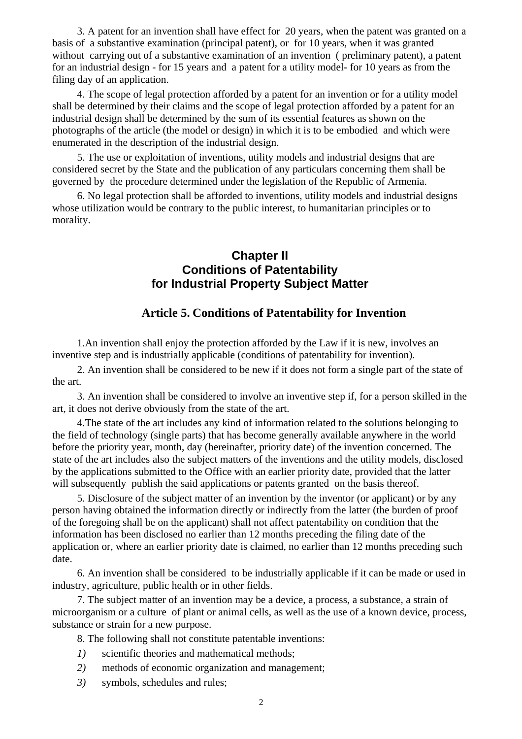3. A patent for an invention shall have effect for 20 years, when the patent was granted on a basis of a substantive examination (principal patent), or for 10 years, when it was granted without carrying out of a substantive examination of an invention ( preliminary patent), a patent for an industrial design - for 15 years and a patent for a utility model- for 10 years as from the filing day of an application.

4. The scope of legal protection afforded by a patent for an invention or for a utility model shall be determined by their claims and the scope of legal protection afforded by a patent for an industrial design shall be determined by the sum of its essential features as shown on the photographs of the article (the model or design) in which it is to be embodied and which were enumerated in the description of the industrial design.

5. The use or exploitation of inventions, utility models and industrial designs that are considered secret by the State and the publication of any particulars concerning them shall be governed by the procedure determined under the legislation of the Republic of Armenia.

6. No legal protection shall be afforded to inventions, utility models and industrial designs whose utilization would be contrary to the public interest, to humanitarian principles or to morality.

## Chapter II
## Conditions of Patentability for Industrial Property Subject Matter

### Article 5. Conditions of Patentability for Invention

1.An invention shall enjoy the protection afforded by the Law if it is new, involves an inventive step and is industrially applicable (conditions of patentability for invention).

2. An invention shall be considered to be new if it does not form a single part of the state of the art.

3. An invention shall be considered to involve an inventive step if, for a person skilled in the art, it does not derive obviously from the state of the art.

4.The state of the art includes any kind of information related to the solutions belonging to the field of technology (single parts) that has become generally available anywhere in the world before the priority year, month, day (hereinafter, priority date) of the invention concerned. The state of the art includes also the subject matters of the inventions and the utility models, disclosed by the applications submitted to the Office with an earlier priority date, provided that the latter will subsequently publish the said applications or patents granted on the basis thereof.

5. Disclosure of the subject matter of an invention by the inventor (or applicant) or by any person having obtained the information directly or indirectly from the latter (the burden of proof of the foregoing shall be on the applicant) shall not affect patentability on condition that the information has been disclosed no earlier than 12 months preceding the filing date of the application or, where an earlier priority date is claimed, no earlier than 12 months preceding such date.

6. An invention shall be considered to be industrially applicable if it can be made or used in industry, agriculture, public health or in other fields.

7. The subject matter of an invention may be a device, a process, a substance, a strain of microorganism or a culture of plant or animal cells, as well as the use of a known device, process, substance or strain for a new purpose.

8. The following shall not constitute patentable inventions:

*1)* scientific theories and mathematical methods;

*2)* methods of economic organization and management;

*3)* symbols, schedules and rules;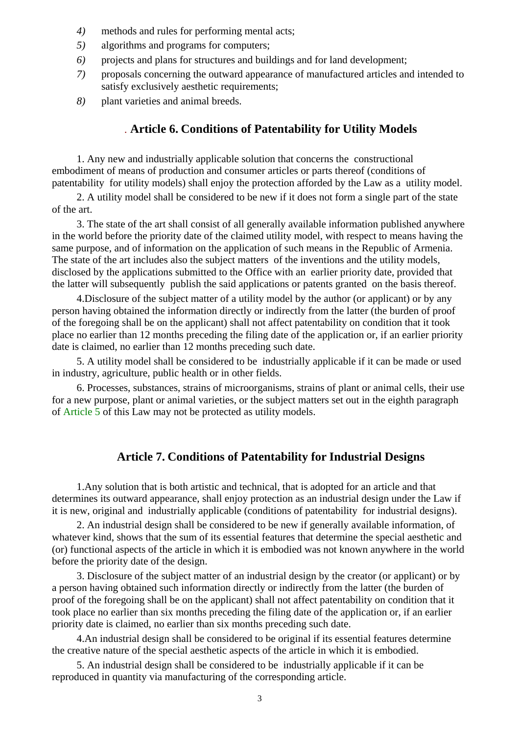4) methods and rules for performing mental acts;
5) algorithms and programs for computers;
6) projects and plans for structures and buildings and for land development;
7) proposals concerning the outward appearance of manufactured articles and intended to satisfy exclusively aesthetic requirements;
8) plant varieties and animal breeds.

## Article 6. Conditions of Patentability for Utility Models

1. Any new and industrially applicable solution that concerns the constructional embodiment of means of production and consumer articles or parts thereof (conditions of patentability for utility models) shall enjoy the protection afforded by the Law as a utility model.

2. A utility model shall be considered to be new if it does not form a single part of the state of the art.

3. The state of the art shall consist of all generally available information published anywhere in the world before the priority date of the claimed utility model, with respect to means having the same purpose, and of information on the application of such means in the Republic of Armenia. The state of the art includes also the subject matters of the inventions and the utility models, disclosed by the applications submitted to the Office with an earlier priority date, provided that the latter will subsequently publish the said applications or patents granted on the basis thereof.

4. Disclosure of the subject matter of a utility model by the author (or applicant) or by any person having obtained the information directly or indirectly from the latter (the burden of proof of the foregoing shall be on the applicant) shall not affect patentability on condition that it took place no earlier than 12 months preceding the filing date of the application or, if an earlier priority date is claimed, no earlier than 12 months preceding such date.

5. A utility model shall be considered to be industrially applicable if it can be made or used in industry, agriculture, public health or in other fields.

6. Processes, substances, strains of microorganisms, strains of plant or animal cells, their use for a new purpose, plant or animal varieties, or the subject matters set out in the eighth paragraph of Article 5 of this Law may not be protected as utility models.

## Article 7. Conditions of Patentability for Industrial Designs

1. Any solution that is both artistic and technical, that is adopted for an article and that determines its outward appearance, shall enjoy protection as an industrial design under the Law if it is new, original and industrially applicable (conditions of patentability for industrial designs).

2. An industrial design shall be considered to be new if generally available information, of whatever kind, shows that the sum of its essential features that determine the special aesthetic and (or) functional aspects of the article in which it is embodied was not known anywhere in the world before the priority date of the design.

3. Disclosure of the subject matter of an industrial design by the creator (or applicant) or by a person having obtained such information directly or indirectly from the latter (the burden of proof of the foregoing shall be on the applicant) shall not affect patentability on condition that it took place no earlier than six months preceding the filing date of the application or, if an earlier priority date is claimed, no earlier than six months preceding such date.

4. An industrial design shall be considered to be original if its essential features determine the creative nature of the special aesthetic aspects of the article in which it is embodied.

5. An industrial design shall be considered to be industrially applicable if it can be reproduced in quantity via manufacturing of the corresponding article.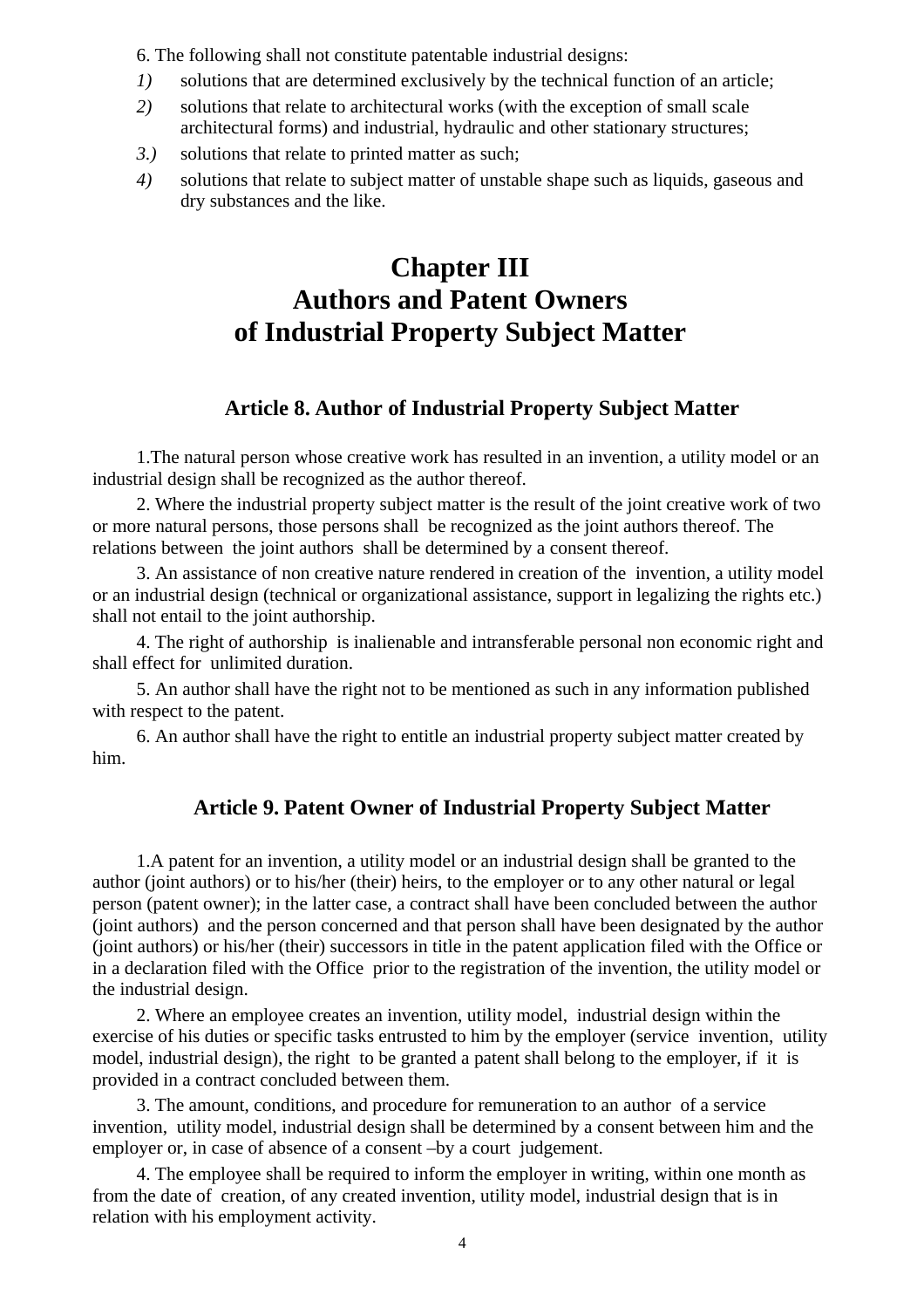6. The following shall not constitute patentable industrial designs:

*1)* solutions that are determined exclusively by the technical function of an article;

*2)* solutions that relate to architectural works (with the exception of small scale architectural forms) and industrial, hydraulic and other stationary structures;

*3.)* solutions that relate to printed matter as such;

*4)* solutions that relate to subject matter of unstable shape such as liquids, gaseous and dry substances and the like.

# Chapter III Authors and Patent Owners of Industrial Property Subject Matter

## Article 8. Author of Industrial Property Subject Matter

1.The natural person whose creative work has resulted in an invention, a utility model or an industrial design shall be recognized as the author thereof.

2. Where the industrial property subject matter is the result of the joint creative work of two or more natural persons, those persons shall be recognized as the joint authors thereof. The relations between the joint authors shall be determined by a consent thereof.

3. An assistance of non creative nature rendered in creation of the invention, a utility model or an industrial design (technical or organizational assistance, support in legalizing the rights etc.) shall not entail to the joint authorship.

4. The right of authorship is inalienable and intransferable personal non economic right and shall effect for unlimited duration.

5. An author shall have the right not to be mentioned as such in any information published with respect to the patent.

6. An author shall have the right to entitle an industrial property subject matter created by him.

## Article 9. Patent Owner of Industrial Property Subject Matter

1.A patent for an invention, a utility model or an industrial design shall be granted to the author (joint authors) or to his/her (their) heirs, to the employer or to any other natural or legal person (patent owner); in the latter case, a contract shall have been concluded between the author (joint authors) and the person concerned and that person shall have been designated by the author (joint authors) or his/her (their) successors in title in the patent application filed with the Office or in a declaration filed with the Office prior to the registration of the invention, the utility model or the industrial design.

2. Where an employee creates an invention, utility model, industrial design within the exercise of his duties or specific tasks entrusted to him by the employer (service invention, utility model, industrial design), the right to be granted a patent shall belong to the employer, if it is provided in a contract concluded between them.

3. The amount, conditions, and procedure for remuneration to an author of a service invention, utility model, industrial design shall be determined by a consent between him and the employer or, in case of absence of a consent –by a court judgement.

4. The employee shall be required to inform the employer in writing, within one month as from the date of creation, of any created invention, utility model, industrial design that is in relation with his employment activity.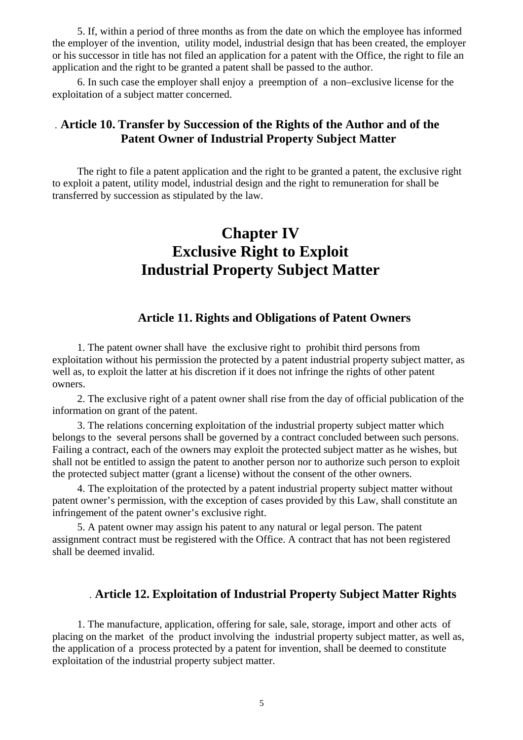5. If, within a period of three months as from the date on which the employee has informed the employer of the invention, utility model, industrial design that has been created, the employer or his successor in title has not filed an application for a patent with the Office, the right to file an application and the right to be granted a patent shall be passed to the author.

6. In such case the employer shall enjoy a preemption of a non–exclusive license for the exploitation of a subject matter concerned.

### . Article 10. Transfer by Succession of the Rights of the Author and of the Patent Owner of Industrial Property Subject Matter

The right to file a patent application and the right to be granted a patent, the exclusive right to exploit a patent, utility model, industrial design and the right to remuneration for shall be transferred by succession as stipulated by the law.

# Chapter IV
# Exclusive Right to Exploit Industrial Property Subject Matter

### Article 11. Rights and Obligations of Patent Owners

1. The patent owner shall have the exclusive right to prohibit third persons from exploitation without his permission the protected by a patent industrial property subject matter, as well as, to exploit the latter at his discretion if it does not infringe the rights of other patent owners.

2. The exclusive right of a patent owner shall rise from the day of official publication of the information on grant of the patent.

3. The relations concerning exploitation of the industrial property subject matter which belongs to the several persons shall be governed by a contract concluded between such persons. Failing a contract, each of the owners may exploit the protected subject matter as he wishes, but shall not be entitled to assign the patent to another person nor to authorize such person to exploit the protected subject matter (grant a license) without the consent of the other owners.

4. The exploitation of the protected by a patent industrial property subject matter without patent owner's permission, with the exception of cases provided by this Law, shall constitute an infringement of the patent owner's exclusive right.

5. A patent owner may assign his patent to any natural or legal person. The patent assignment contract must be registered with the Office. A contract that has not been registered shall be deemed invalid.

### . Article 12. Exploitation of Industrial Property Subject Matter Rights

1. The manufacture, application, offering for sale, sale, storage, import and other acts of placing on the market of the product involving the industrial property subject matter, as well as, the application of a process protected by a patent for invention, shall be deemed to constitute exploitation of the industrial property subject matter.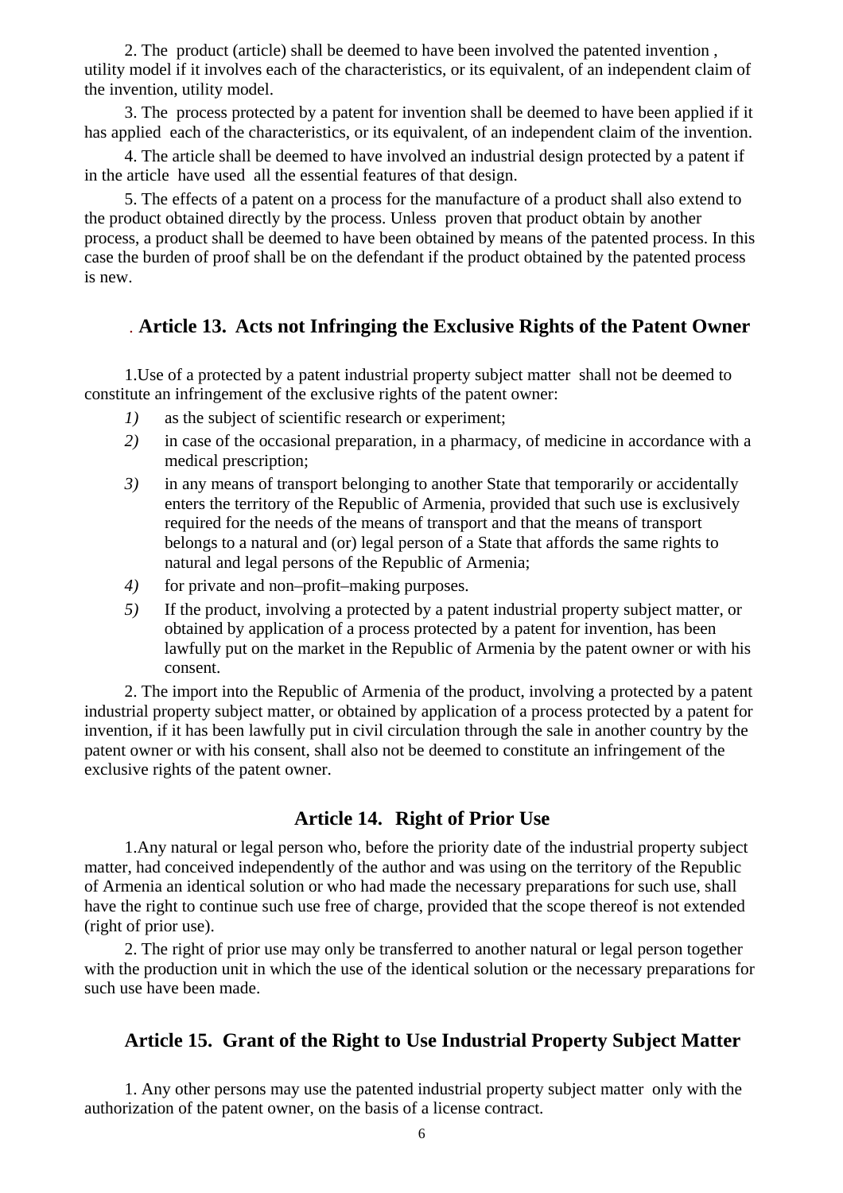2. The product (article) shall be deemed to have been involved the patented invention , utility model if it involves each of the characteristics, or its equivalent, of an independent claim of the invention, utility model.

3. The process protected by a patent for invention shall be deemed to have been applied if it has applied each of the characteristics, or its equivalent, of an independent claim of the invention.

4. The article shall be deemed to have involved an industrial design protected by a patent if in the article have used all the essential features of that design.

5. The effects of a patent on a process for the manufacture of a product shall also extend to the product obtained directly by the process. Unless proven that product obtain by another process, a product shall be deemed to have been obtained by means of the patented process. In this case the burden of proof shall be on the defendant if the product obtained by the patented process is new.

## . Article 13. Acts not Infringing the Exclusive Rights of the Patent Owner

1.Use of a protected by a patent industrial property subject matter shall not be deemed to constitute an infringement of the exclusive rights of the patent owner:

*1)* as the subject of scientific research or experiment;

*2)* in case of the occasional preparation, in a pharmacy, of medicine in accordance with a medical prescription;

*3)* in any means of transport belonging to another State that temporarily or accidentally enters the territory of the Republic of Armenia, provided that such use is exclusively required for the needs of the means of transport and that the means of transport belongs to a natural and (or) legal person of a State that affords the same rights to natural and legal persons of the Republic of Armenia;

*4)* for private and non–profit–making purposes.

*5)* If the product, involving a protected by a patent industrial property subject matter, or obtained by application of a process protected by a patent for invention, has been lawfully put on the market in the Republic of Armenia by the patent owner or with his consent.

2. The import into the Republic of Armenia of the product, involving a protected by a patent industrial property subject matter, or obtained by application of a process protected by a patent for invention, if it has been lawfully put in civil circulation through the sale in another country by the patent owner or with his consent, shall also not be deemed to constitute an infringement of the exclusive rights of the patent owner.

## Article 14. Right of Prior Use

1.Any natural or legal person who, before the priority date of the industrial property subject matter, had conceived independently of the author and was using on the territory of the Republic of Armenia an identical solution or who had made the necessary preparations for such use, shall have the right to continue such use free of charge, provided that the scope thereof is not extended (right of prior use).

2. The right of prior use may only be transferred to another natural or legal person together with the production unit in which the use of the identical solution or the necessary preparations for such use have been made.

## Article 15. Grant of the Right to Use Industrial Property Subject Matter

1. Any other persons may use the patented industrial property subject matter only with the authorization of the patent owner, on the basis of a license contract.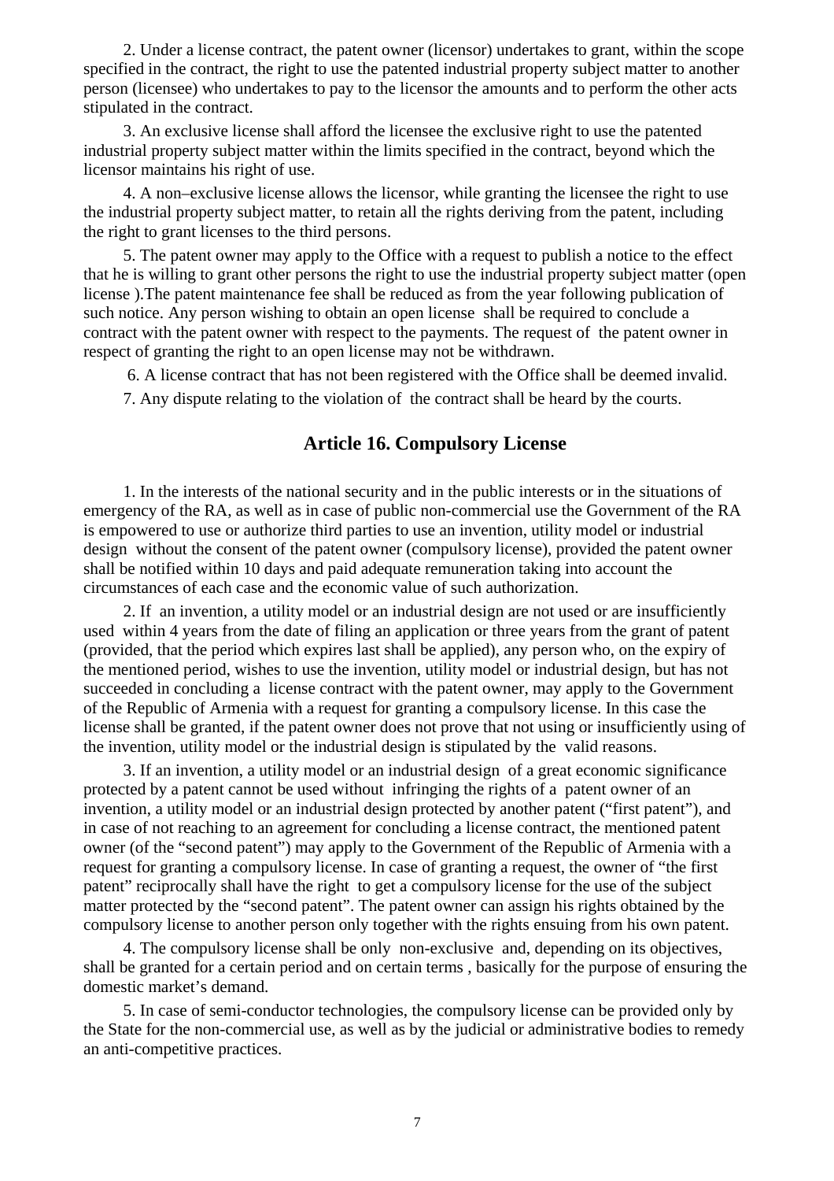2. Under a license contract, the patent owner (licensor) undertakes to grant, within the scope specified in the contract, the right to use the patented industrial property subject matter to another person (licensee) who undertakes to pay to the licensor the amounts and to perform the other acts stipulated in the contract.

3. An exclusive license shall afford the licensee the exclusive right to use the patented industrial property subject matter within the limits specified in the contract, beyond which the licensor maintains his right of use.

4. A non–exclusive license allows the licensor, while granting the licensee the right to use the industrial property subject matter, to retain all the rights deriving from the patent, including the right to grant licenses to the third persons.

5. The patent owner may apply to the Office with a request to publish a notice to the effect that he is willing to grant other persons the right to use the industrial property subject matter (open license ).The patent maintenance fee shall be reduced as from the year following publication of such notice. Any person wishing to obtain an open license shall be required to conclude a contract with the patent owner with respect to the payments. The request of the patent owner in respect of granting the right to an open license may not be withdrawn.

6. A license contract that has not been registered with the Office shall be deemed invalid.

7. Any dispute relating to the violation of the contract shall be heard by the courts.

## Article 16. Compulsory License

1. In the interests of the national security and in the public interests or in the situations of emergency of the RA, as well as in case of public non-commercial use the Government of the RA is empowered to use or authorize third parties to use an invention, utility model or industrial design without the consent of the patent owner (compulsory license), provided the patent owner shall be notified within 10 days and paid adequate remuneration taking into account the circumstances of each case and the economic value of such authorization.

2. If an invention, a utility model or an industrial design are not used or are insufficiently used within 4 years from the date of filing an application or three years from the grant of patent (provided, that the period which expires last shall be applied), any person who, on the expiry of the mentioned period, wishes to use the invention, utility model or industrial design, but has not succeeded in concluding a license contract with the patent owner, may apply to the Government of the Republic of Armenia with a request for granting a compulsory license. In this case the license shall be granted, if the patent owner does not prove that not using or insufficiently using of the invention, utility model or the industrial design is stipulated by the valid reasons.

3. If an invention, a utility model or an industrial design of a great economic significance protected by a patent cannot be used without infringing the rights of a patent owner of an invention, a utility model or an industrial design protected by another patent ("first patent"), and in case of not reaching to an agreement for concluding a license contract, the mentioned patent owner (of the "second patent") may apply to the Government of the Republic of Armenia with a request for granting a compulsory license. In case of granting a request, the owner of "the first patent" reciprocally shall have the right to get a compulsory license for the use of the subject matter protected by the "second patent". The patent owner can assign his rights obtained by the compulsory license to another person only together with the rights ensuing from his own patent.

4. The compulsory license shall be only non-exclusive and, depending on its objectives, shall be granted for a certain period and on certain terms , basically for the purpose of ensuring the domestic market's demand.

5. In case of semi-conductor technologies, the compulsory license can be provided only by the State for the non-commercial use, as well as by the judicial or administrative bodies to remedy an anti-competitive practices.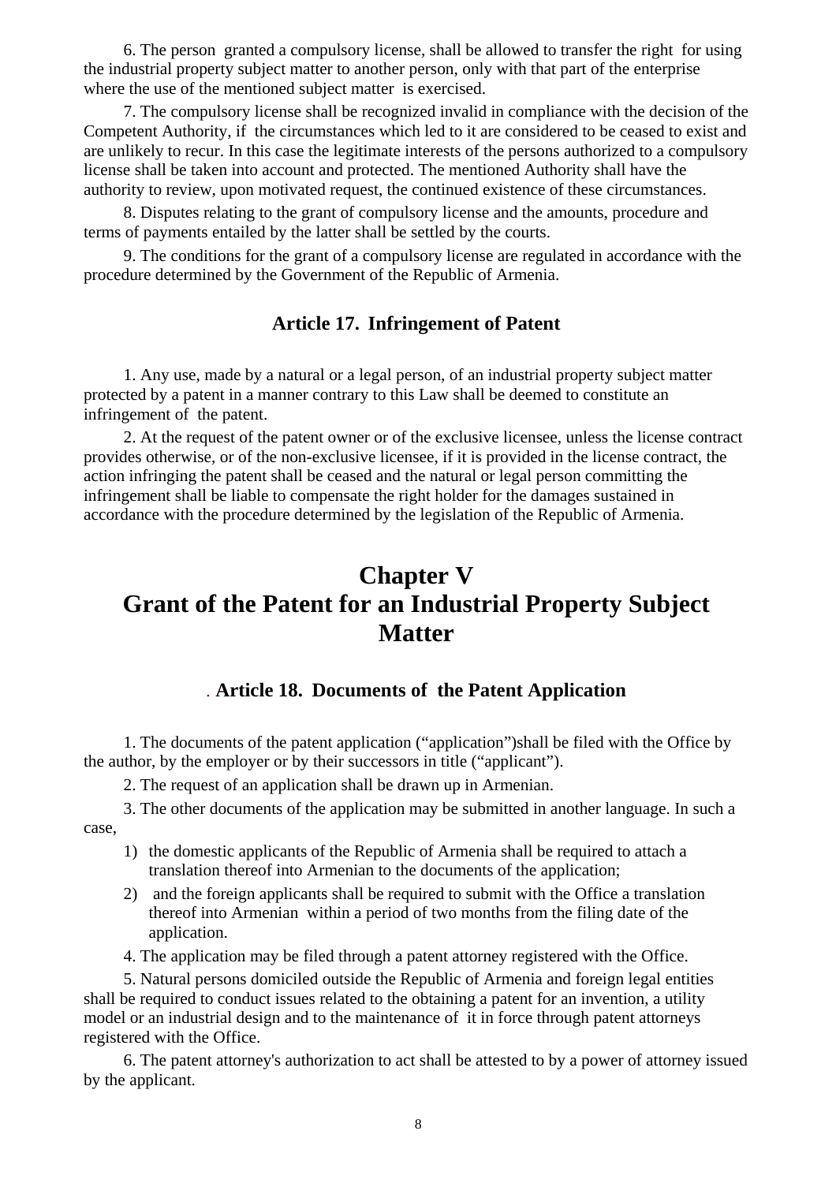6. The person granted a compulsory license, shall be allowed to transfer the right for using the industrial property subject matter to another person, only with that part of the enterprise where the use of the mentioned subject matter is exercised.

7. The compulsory license shall be recognized invalid in compliance with the decision of the Competent Authority, if the circumstances which led to it are considered to be ceased to exist and are unlikely to recur. In this case the legitimate interests of the persons authorized to a compulsory license shall be taken into account and protected. The mentioned Authority shall have the authority to review, upon motivated request, the continued existence of these circumstances.

8. Disputes relating to the grant of compulsory license and the amounts, procedure and terms of payments entailed by the latter shall be settled by the courts.

9. The conditions for the grant of a compulsory license are regulated in accordance with the procedure determined by the Government of the Republic of Armenia.

### Article 17. Infringement of Patent

1. Any use, made by a natural or a legal person, of an industrial property subject matter protected by a patent in a manner contrary to this Law shall be deemed to constitute an infringement of the patent.

2. At the request of the patent owner or of the exclusive licensee, unless the license contract provides otherwise, or of the non-exclusive licensee, if it is provided in the license contract, the action infringing the patent shall be ceased and the natural or legal person committing the infringement shall be liable to compensate the right holder for the damages sustained in accordance with the procedure determined by the legislation of the Republic of Armenia.

## Chapter V
## Grant of the Patent for an Industrial Property Subject Matter

### Article 18. Documents of the Patent Application

1. The documents of the patent application (“application”)shall be filed with the Office by the author, by the employer or by their successors in title (“applicant”).

2. The request of an application shall be drawn up in Armenian.

3. The other documents of the application may be submitted in another language. In such a case,

1) the domestic applicants of the Republic of Armenia shall be required to attach a translation thereof into Armenian to the documents of the application;
2) and the foreign applicants shall be required to submit with the Office a translation thereof into Armenian within a period of two months from the filing date of the application.

4. The application may be filed through a patent attorney registered with the Office.

5. Natural persons domiciled outside the Republic of Armenia and foreign legal entities shall be required to conduct issues related to the obtaining a patent for an invention, a utility model or an industrial design and to the maintenance of it in force through patent attorneys registered with the Office.

6. The patent attorney's authorization to act shall be attested to by a power of attorney issued by the applicant.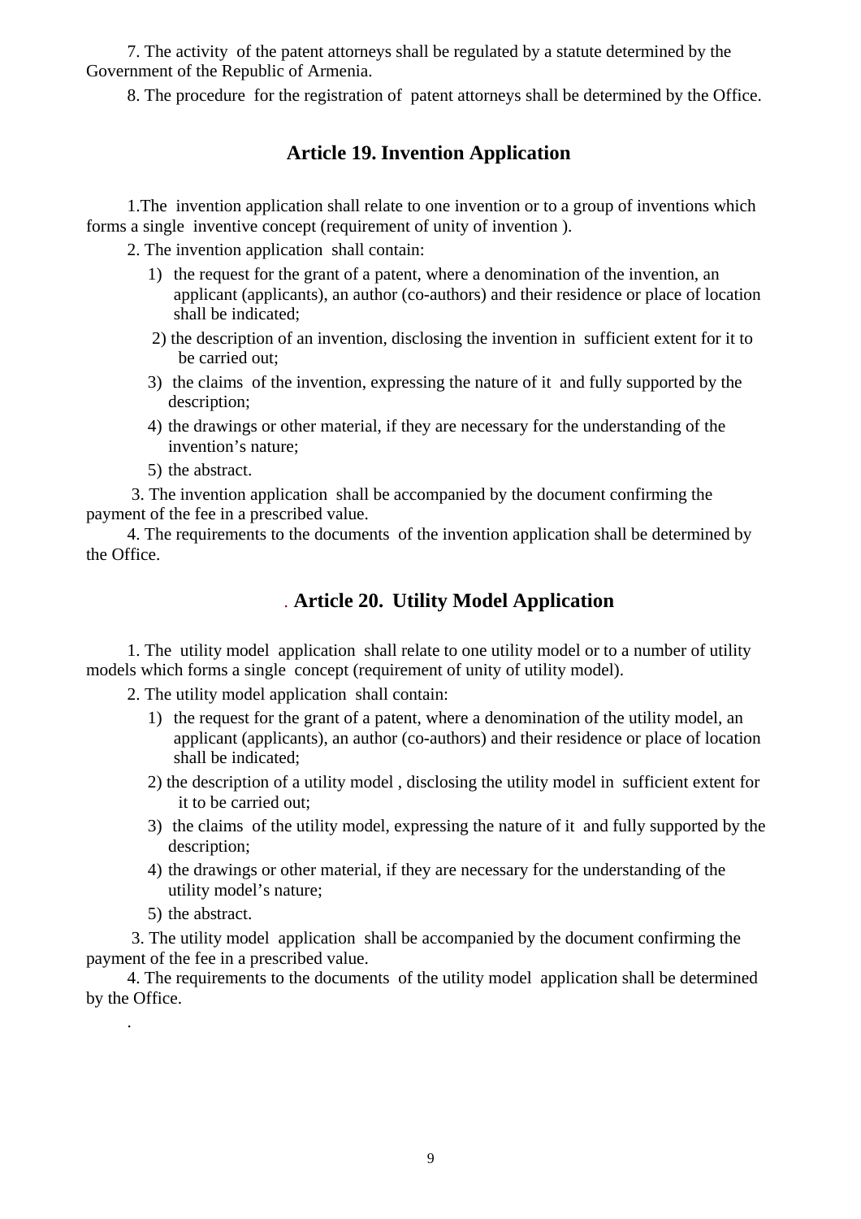7. The activity of the patent attorneys shall be regulated by a statute determined by the Government of the Republic of Armenia.

8. The procedure for the registration of patent attorneys shall be determined by the Office.

## Article 19. Invention Application

1.The invention application shall relate to one invention or to a group of inventions which forms a single inventive concept (requirement of unity of invention ).

2. The invention application shall contain:

1) the request for the grant of a patent, where a denomination of the invention, an applicant (applicants), an author (co-authors) and their residence or place of location shall be indicated;
2) the description of an invention, disclosing the invention in sufficient extent for it to be carried out;
3) the claims of the invention, expressing the nature of it and fully supported by the description;
4) the drawings or other material, if they are necessary for the understanding of the invention's nature;
5) the abstract.

3. The invention application shall be accompanied by the document confirming the payment of the fee in a prescribed value.

4. The requirements to the documents of the invention application shall be determined by the Office.

## . Article 20. Utility Model Application

1. The utility model application shall relate to one utility model or to a number of utility models which forms a single concept (requirement of unity of utility model).

2. The utility model application shall contain:

1) the request for the grant of a patent, where a denomination of the utility model, an applicant (applicants), an author (co-authors) and their residence or place of location shall be indicated;
2) the description of a utility model , disclosing the utility model in sufficient extent for it to be carried out;
3) the claims of the utility model, expressing the nature of it and fully supported by the description;
4) the drawings or other material, if they are necessary for the understanding of the utility model's nature;
5) the abstract.

3. The utility model application shall be accompanied by the document confirming the payment of the fee in a prescribed value.

4. The requirements to the documents of the utility model application shall be determined by the Office.

.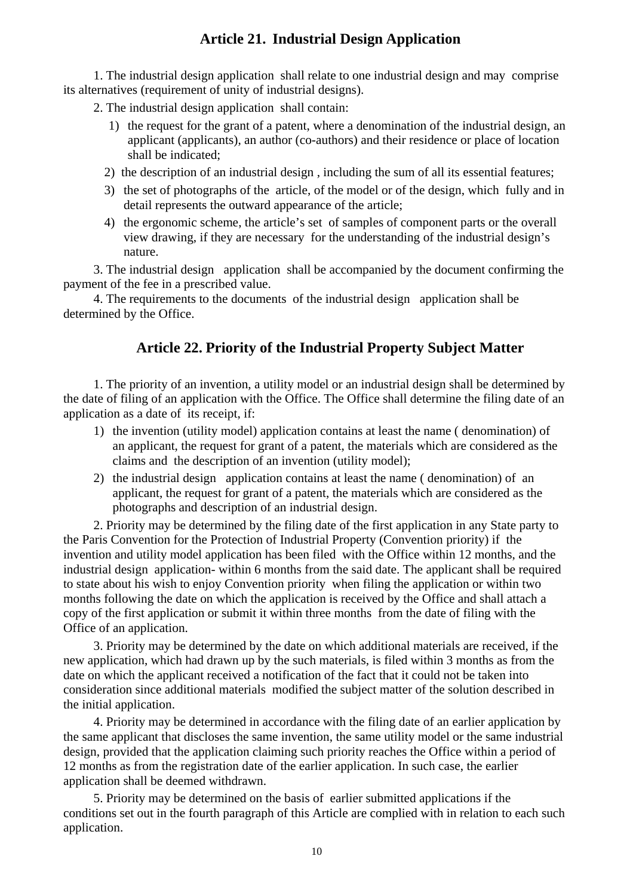## Article 21. Industrial Design Application

1. The industrial design application shall relate to one industrial design and may comprise its alternatives (requirement of unity of industrial designs).

2. The industrial design application shall contain:

1) the request for the grant of a patent, where a denomination of the industrial design, an applicant (applicants), an author (co-authors) and their residence or place of location shall be indicated;
2) the description of an industrial design , including the sum of all its essential features;
3) the set of photographs of the article, of the model or of the design, which fully and in detail represents the outward appearance of the article;
4) the ergonomic scheme, the article's set of samples of component parts or the overall view drawing, if they are necessary for the understanding of the industrial design's nature.

3. The industrial design application shall be accompanied by the document confirming the payment of the fee in a prescribed value.

4. The requirements to the documents of the industrial design application shall be determined by the Office.

## Article 22. Priority of the Industrial Property Subject Matter

1. The priority of an invention, a utility model or an industrial design shall be determined by the date of filing of an application with the Office. The Office shall determine the filing date of an application as a date of its receipt, if:

1) the invention (utility model) application contains at least the name ( denomination) of an applicant, the request for grant of a patent, the materials which are considered as the claims and the description of an invention (utility model);
2) the industrial design application contains at least the name ( denomination) of an applicant, the request for grant of a patent, the materials which are considered as the photographs and description of an industrial design.

2. Priority may be determined by the filing date of the first application in any State party to the Paris Convention for the Protection of Industrial Property (Convention priority) if the invention and utility model application has been filed with the Office within 12 months, and the industrial design application- within 6 months from the said date. The applicant shall be required to state about his wish to enjoy Convention priority when filing the application or within two months following the date on which the application is received by the Office and shall attach a copy of the first application or submit it within three months from the date of filing with the Office of an application.

3. Priority may be determined by the date on which additional materials are received, if the new application, which had drawn up by the such materials, is filed within 3 months as from the date on which the applicant received a notification of the fact that it could not be taken into consideration since additional materials modified the subject matter of the solution described in the initial application.

4. Priority may be determined in accordance with the filing date of an earlier application by the same applicant that discloses the same invention, the same utility model or the same industrial design, provided that the application claiming such priority reaches the Office within a period of 12 months as from the registration date of the earlier application. In such case, the earlier application shall be deemed withdrawn.

5. Priority may be determined on the basis of earlier submitted applications if the conditions set out in the fourth paragraph of this Article are complied with in relation to each such application.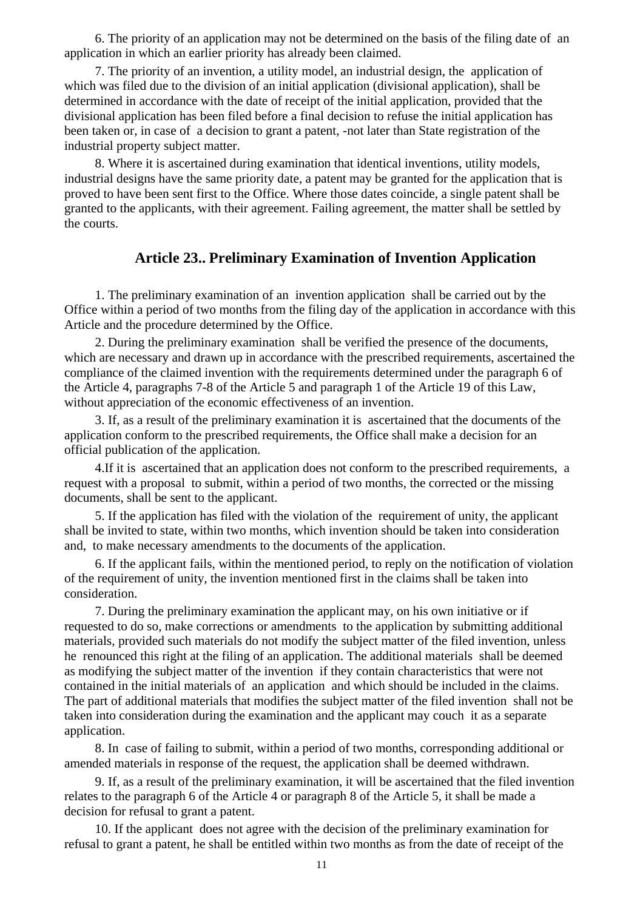6. The priority of an application may not be determined on the basis of the filing date of an application in which an earlier priority has already been claimed.

7. The priority of an invention, a utility model, an industrial design, the application of which was filed due to the division of an initial application (divisional application), shall be determined in accordance with the date of receipt of the initial application, provided that the divisional application has been filed before a final decision to refuse the initial application has been taken or, in case of a decision to grant a patent, -not later than State registration of the industrial property subject matter.

8. Where it is ascertained during examination that identical inventions, utility models, industrial designs have the same priority date, a patent may be granted for the application that is proved to have been sent first to the Office. Where those dates coincide, a single patent shall be granted to the applicants, with their agreement. Failing agreement, the matter shall be settled by the courts.

## Article 23.. Preliminary Examination of Invention Application

1. The preliminary examination of an invention application shall be carried out by the Office within a period of two months from the filing day of the application in accordance with this Article and the procedure determined by the Office.

2. During the preliminary examination shall be verified the presence of the documents, which are necessary and drawn up in accordance with the prescribed requirements, ascertained the compliance of the claimed invention with the requirements determined under the paragraph 6 of the Article 4, paragraphs 7-8 of the Article 5 and paragraph 1 of the Article 19 of this Law, without appreciation of the economic effectiveness of an invention.

3. If, as a result of the preliminary examination it is ascertained that the documents of the application conform to the prescribed requirements, the Office shall make a decision for an official publication of the application.

4.If it is ascertained that an application does not conform to the prescribed requirements, a request with a proposal to submit, within a period of two months, the corrected or the missing documents, shall be sent to the applicant.

5. If the application has filed with the violation of the requirement of unity, the applicant shall be invited to state, within two months, which invention should be taken into consideration and, to make necessary amendments to the documents of the application.

6. If the applicant fails, within the mentioned period, to reply on the notification of violation of the requirement of unity, the invention mentioned first in the claims shall be taken into consideration.

7. During the preliminary examination the applicant may, on his own initiative or if requested to do so, make corrections or amendments to the application by submitting additional materials, provided such materials do not modify the subject matter of the filed invention, unless he renounced this right at the filing of an application. The additional materials shall be deemed as modifying the subject matter of the invention if they contain characteristics that were not contained in the initial materials of an application and which should be included in the claims. The part of additional materials that modifies the subject matter of the filed invention shall not be taken into consideration during the examination and the applicant may couch it as a separate application.

8. In case of failing to submit, within a period of two months, corresponding additional or amended materials in response of the request, the application shall be deemed withdrawn.

9. If, as a result of the preliminary examination, it will be ascertained that the filed invention relates to the paragraph 6 of the Article 4 or paragraph 8 of the Article 5, it shall be made a decision for refusal to grant a patent.

10. If the applicant does not agree with the decision of the preliminary examination for refusal to grant a patent, he shall be entitled within two months as from the date of receipt of the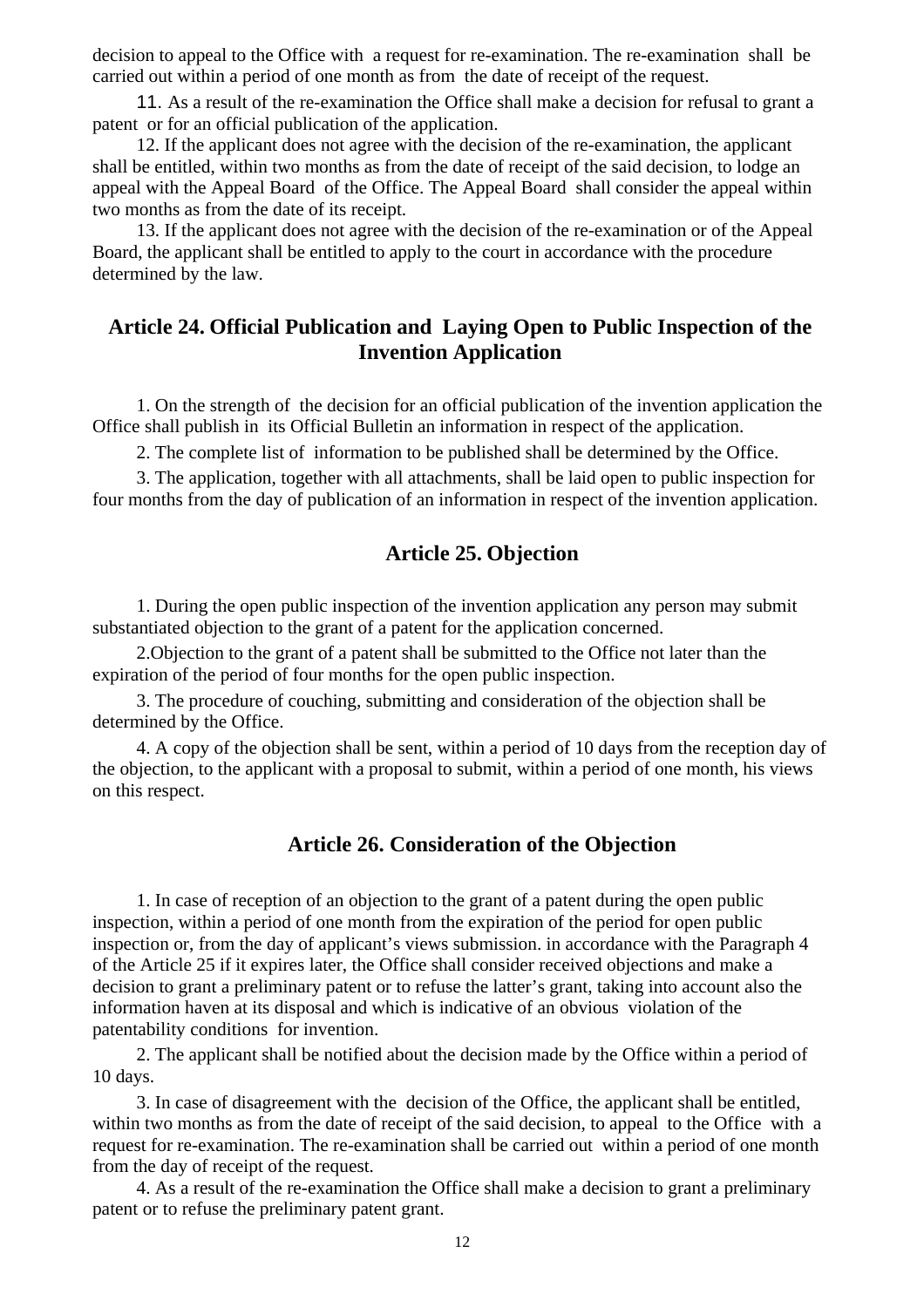decision to appeal to the Office with a request for re-examination. The re-examination shall be carried out within a period of one month as from the date of receipt of the request.

11. As a result of the re-examination the Office shall make a decision for refusal to grant a patent or for an official publication of the application.

12. If the applicant does not agree with the decision of the re-examination, the applicant shall be entitled, within two months as from the date of receipt of the said decision, to lodge an appeal with the Appeal Board of the Office. The Appeal Board shall consider the appeal within two months as from the date of its receipt.

13. If the applicant does not agree with the decision of the re-examination or of the Appeal Board, the applicant shall be entitled to apply to the court in accordance with the procedure determined by the law.

## Article 24. Official Publication and Laying Open to Public Inspection of the Invention Application

1. On the strength of the decision for an official publication of the invention application the Office shall publish in its Official Bulletin an information in respect of the application.

2. The complete list of information to be published shall be determined by the Office.

3. The application, together with all attachments, shall be laid open to public inspection for four months from the day of publication of an information in respect of the invention application.

## Article 25. Objection

1. During the open public inspection of the invention application any person may submit substantiated objection to the grant of a patent for the application concerned.

2.Objection to the grant of a patent shall be submitted to the Office not later than the expiration of the period of four months for the open public inspection.

3. The procedure of couching, submitting and consideration of the objection shall be determined by the Office.

4. A copy of the objection shall be sent, within a period of 10 days from the reception day of the objection, to the applicant with a proposal to submit, within a period of one month, his views on this respect.

## Article 26. Consideration of the Objection

1. In case of reception of an objection to the grant of a patent during the open public inspection, within a period of one month from the expiration of the period for open public inspection or, from the day of applicant's views submission. in accordance with the Paragraph 4 of the Article 25 if it expires later, the Office shall consider received objections and make a decision to grant a preliminary patent or to refuse the latter's grant, taking into account also the information haven at its disposal and which is indicative of an obvious violation of the patentability conditions for invention.

2. The applicant shall be notified about the decision made by the Office within a period of 10 days.

3. In case of disagreement with the decision of the Office, the applicant shall be entitled, within two months as from the date of receipt of the said decision, to appeal to the Office with a request for re-examination. The re-examination shall be carried out within a period of one month from the day of receipt of the request.

4. As a result of the re-examination the Office shall make a decision to grant a preliminary patent or to refuse the preliminary patent grant.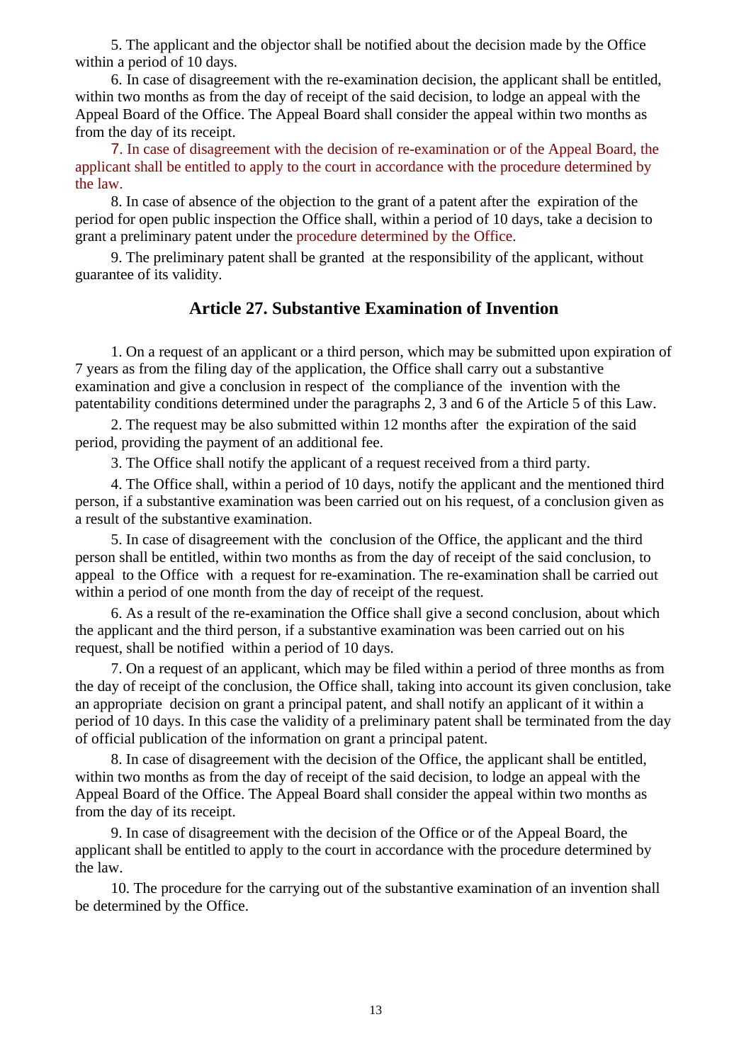5. The applicant and the objector shall be notified about the decision made by the Office within a period of 10 days.

6. In case of disagreement with the re-examination decision, the applicant shall be entitled, within two months as from the day of receipt of the said decision, to lodge an appeal with the Appeal Board of the Office. The Appeal Board shall consider the appeal within two months as from the day of its receipt.

7. In case of disagreement with the decision of re-examination or of the Appeal Board, the applicant shall be entitled to apply to the court in accordance with the procedure determined by the law.

8. In case of absence of the objection to the grant of a patent after the expiration of the period for open public inspection the Office shall, within a period of 10 days, take a decision to grant a preliminary patent under the procedure determined by the Office.

9. The preliminary patent shall be granted at the responsibility of the applicant, without guarantee of its validity.

## Article 27. Substantive Examination of Invention

1. On a request of an applicant or a third person, which may be submitted upon expiration of 7 years as from the filing day of the application, the Office shall carry out a substantive examination and give a conclusion in respect of the compliance of the invention with the patentability conditions determined under the paragraphs 2, 3 and 6 of the Article 5 of this Law.

2. The request may be also submitted within 12 months after the expiration of the said period, providing the payment of an additional fee.

3. The Office shall notify the applicant of a request received from a third party.

4. The Office shall, within a period of 10 days, notify the applicant and the mentioned third person, if a substantive examination was been carried out on his request, of a conclusion given as a result of the substantive examination.

5. In case of disagreement with the conclusion of the Office, the applicant and the third person shall be entitled, within two months as from the day of receipt of the said conclusion, to appeal to the Office with a request for re-examination. The re-examination shall be carried out within a period of one month from the day of receipt of the request.

6. As a result of the re-examination the Office shall give a second conclusion, about which the applicant and the third person, if a substantive examination was been carried out on his request, shall be notified within a period of 10 days.

7. On a request of an applicant, which may be filed within a period of three months as from the day of receipt of the conclusion, the Office shall, taking into account its given conclusion, take an appropriate decision on grant a principal patent, and shall notify an applicant of it within a period of 10 days. In this case the validity of a preliminary patent shall be terminated from the day of official publication of the information on grant a principal patent.

8. In case of disagreement with the decision of the Office, the applicant shall be entitled, within two months as from the day of receipt of the said decision, to lodge an appeal with the Appeal Board of the Office. The Appeal Board shall consider the appeal within two months as from the day of its receipt.

9. In case of disagreement with the decision of the Office or of the Appeal Board, the applicant shall be entitled to apply to the court in accordance with the procedure determined by the law.

10. The procedure for the carrying out of the substantive examination of an invention shall be determined by the Office.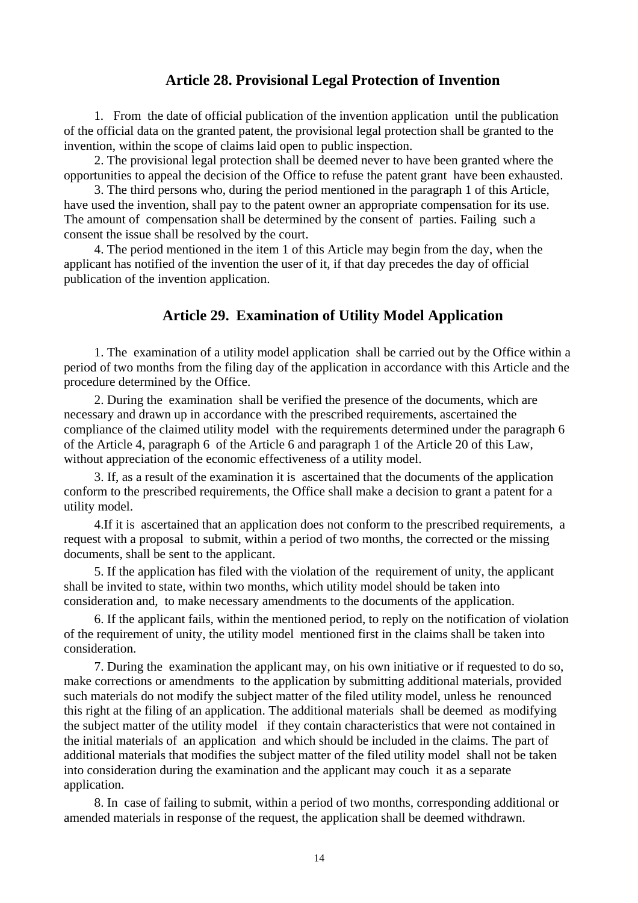## Article 28. Provisional Legal Protection of Invention

1. From the date of official publication of the invention application until the publication of the official data on the granted patent, the provisional legal protection shall be granted to the invention, within the scope of claims laid open to public inspection.

2. The provisional legal protection shall be deemed never to have been granted where the opportunities to appeal the decision of the Office to refuse the patent grant have been exhausted.

3. The third persons who, during the period mentioned in the paragraph 1 of this Article, have used the invention, shall pay to the patent owner an appropriate compensation for its use. The amount of compensation shall be determined by the consent of parties. Failing such a consent the issue shall be resolved by the court.

4. The period mentioned in the item 1 of this Article may begin from the day, when the applicant has notified of the invention the user of it, if that day precedes the day of official publication of the invention application.

## Article 29. Examination of Utility Model Application

1. The examination of a utility model application shall be carried out by the Office within a period of two months from the filing day of the application in accordance with this Article and the procedure determined by the Office.

2. During the examination shall be verified the presence of the documents, which are necessary and drawn up in accordance with the prescribed requirements, ascertained the compliance of the claimed utility model with the requirements determined under the paragraph 6 of the Article 4, paragraph 6 of the Article 6 and paragraph 1 of the Article 20 of this Law, without appreciation of the economic effectiveness of a utility model.

3. If, as a result of the examination it is ascertained that the documents of the application conform to the prescribed requirements, the Office shall make a decision to grant a patent for a utility model.

4.If it is ascertained that an application does not conform to the prescribed requirements, a request with a proposal to submit, within a period of two months, the corrected or the missing documents, shall be sent to the applicant.

5. If the application has filed with the violation of the requirement of unity, the applicant shall be invited to state, within two months, which utility model should be taken into consideration and, to make necessary amendments to the documents of the application.

6. If the applicant fails, within the mentioned period, to reply on the notification of violation of the requirement of unity, the utility model mentioned first in the claims shall be taken into consideration.

7. During the examination the applicant may, on his own initiative or if requested to do so, make corrections or amendments to the application by submitting additional materials, provided such materials do not modify the subject matter of the filed utility model, unless he renounced this right at the filing of an application. The additional materials shall be deemed as modifying the subject matter of the utility model if they contain characteristics that were not contained in the initial materials of an application and which should be included in the claims. The part of additional materials that modifies the subject matter of the filed utility model shall not be taken into consideration during the examination and the applicant may couch it as a separate application.

8. In case of failing to submit, within a period of two months, corresponding additional or amended materials in response of the request, the application shall be deemed withdrawn.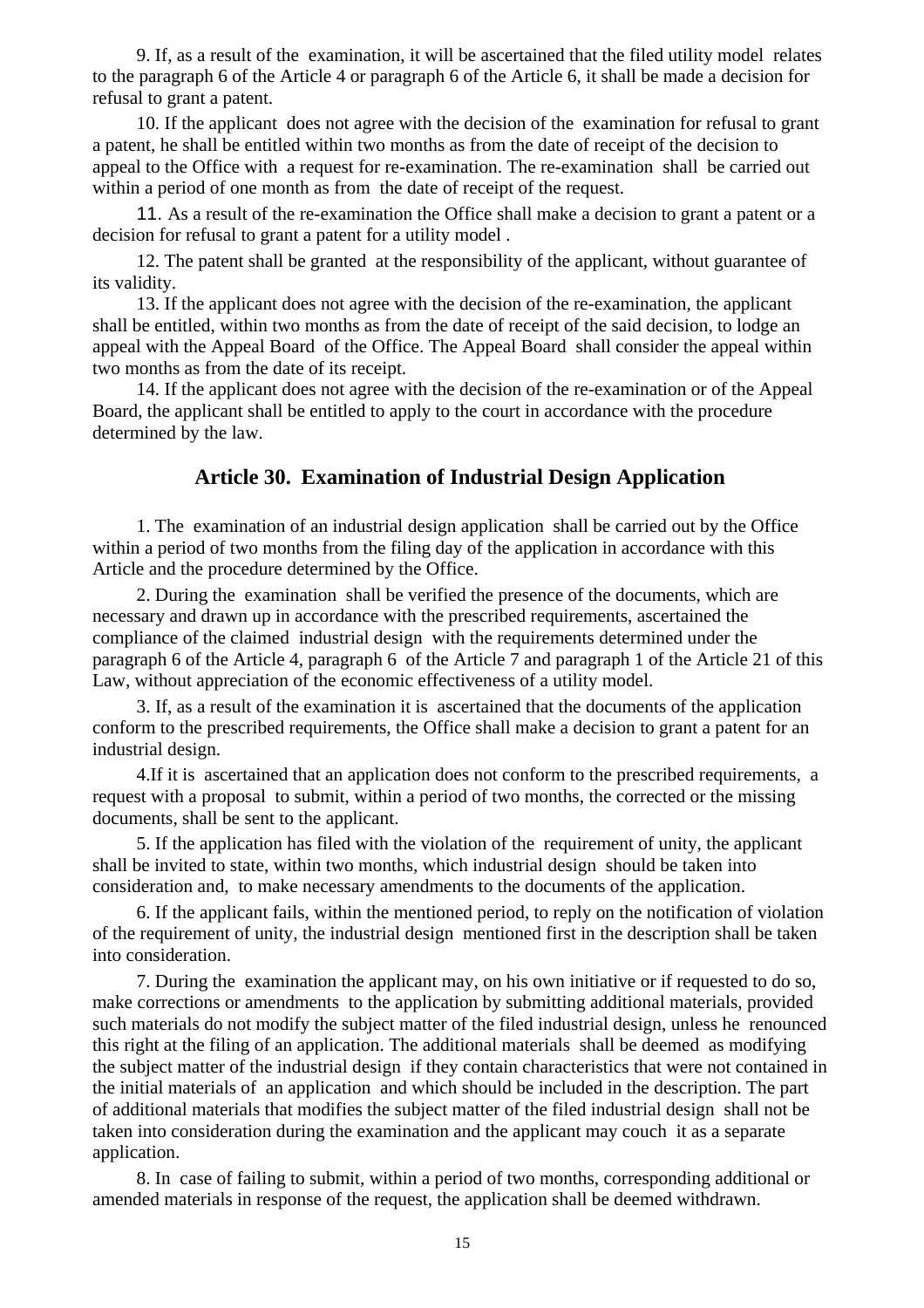9. If, as a result of the examination, it will be ascertained that the filed utility model relates to the paragraph 6 of the Article 4 or paragraph 6 of the Article 6, it shall be made a decision for refusal to grant a patent.

10. If the applicant does not agree with the decision of the examination for refusal to grant a patent, he shall be entitled within two months as from the date of receipt of the decision to appeal to the Office with a request for re-examination. The re-examination shall be carried out within a period of one month as from the date of receipt of the request.

11. As a result of the re-examination the Office shall make a decision to grant a patent or a decision for refusal to grant a patent for a utility model .

12. The patent shall be granted at the responsibility of the applicant, without guarantee of its validity.

13. If the applicant does not agree with the decision of the re-examination, the applicant shall be entitled, within two months as from the date of receipt of the said decision, to lodge an appeal with the Appeal Board of the Office. The Appeal Board shall consider the appeal within two months as from the date of its receipt.

14. If the applicant does not agree with the decision of the re-examination or of the Appeal Board, the applicant shall be entitled to apply to the court in accordance with the procedure determined by the law.

## Article 30. Examination of Industrial Design Application

1. The examination of an industrial design application shall be carried out by the Office within a period of two months from the filing day of the application in accordance with this Article and the procedure determined by the Office.

2. During the examination shall be verified the presence of the documents, which are necessary and drawn up in accordance with the prescribed requirements, ascertained the compliance of the claimed industrial design with the requirements determined under the paragraph 6 of the Article 4, paragraph 6 of the Article 7 and paragraph 1 of the Article 21 of this Law, without appreciation of the economic effectiveness of a utility model.

3. If, as a result of the examination it is ascertained that the documents of the application conform to the prescribed requirements, the Office shall make a decision to grant a patent for an industrial design.

4.If it is ascertained that an application does not conform to the prescribed requirements, a request with a proposal to submit, within a period of two months, the corrected or the missing documents, shall be sent to the applicant.

5. If the application has filed with the violation of the requirement of unity, the applicant shall be invited to state, within two months, which industrial design should be taken into consideration and, to make necessary amendments to the documents of the application.

6. If the applicant fails, within the mentioned period, to reply on the notification of violation of the requirement of unity, the industrial design mentioned first in the description shall be taken into consideration.

7. During the examination the applicant may, on his own initiative or if requested to do so, make corrections or amendments to the application by submitting additional materials, provided such materials do not modify the subject matter of the filed industrial design, unless he renounced this right at the filing of an application. The additional materials shall be deemed as modifying the subject matter of the industrial design if they contain characteristics that were not contained in the initial materials of an application and which should be included in the description. The part of additional materials that modifies the subject matter of the filed industrial design shall not be taken into consideration during the examination and the applicant may couch it as a separate application.

8. In case of failing to submit, within a period of two months, corresponding additional or amended materials in response of the request, the application shall be deemed withdrawn.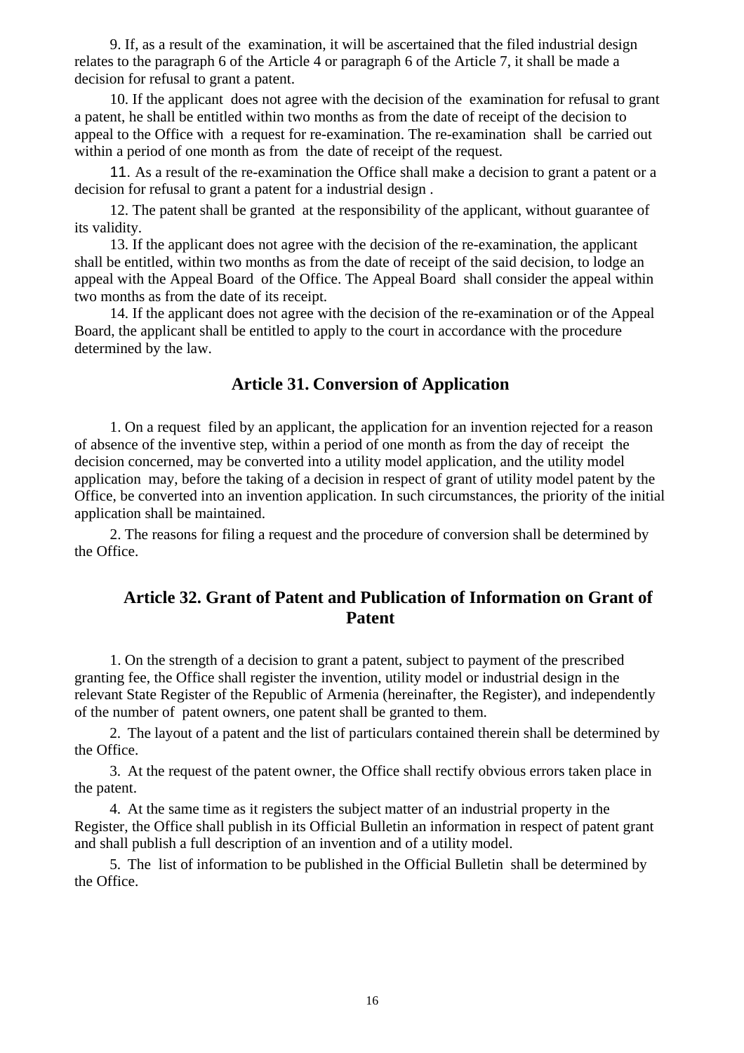9. If, as a result of the examination, it will be ascertained that the filed industrial design relates to the paragraph 6 of the Article 4 or paragraph 6 of the Article 7, it shall be made a decision for refusal to grant a patent.

10. If the applicant does not agree with the decision of the examination for refusal to grant a patent, he shall be entitled within two months as from the date of receipt of the decision to appeal to the Office with a request for re-examination. The re-examination shall be carried out within a period of one month as from the date of receipt of the request.

11. As a result of the re-examination the Office shall make a decision to grant a patent or a decision for refusal to grant a patent for a industrial design .

12. The patent shall be granted at the responsibility of the applicant, without guarantee of its validity.

13. If the applicant does not agree with the decision of the re-examination, the applicant shall be entitled, within two months as from the date of receipt of the said decision, to lodge an appeal with the Appeal Board of the Office. The Appeal Board shall consider the appeal within two months as from the date of its receipt.

14. If the applicant does not agree with the decision of the re-examination or of the Appeal Board, the applicant shall be entitled to apply to the court in accordance with the procedure determined by the law.

## Article 31. Conversion of Application

1. On a request filed by an applicant, the application for an invention rejected for a reason of absence of the inventive step, within a period of one month as from the day of receipt the decision concerned, may be converted into a utility model application, and the utility model application may, before the taking of a decision in respect of grant of utility model patent by the Office, be converted into an invention application. In such circumstances, the priority of the initial application shall be maintained.

2. The reasons for filing a request and the procedure of conversion shall be determined by the Office.

## Article 32. Grant of Patent and Publication of Information on Grant of Patent

1. On the strength of a decision to grant a patent, subject to payment of the prescribed granting fee, the Office shall register the invention, utility model or industrial design in the relevant State Register of the Republic of Armenia (hereinafter, the Register), and independently of the number of patent owners, one patent shall be granted to them.

2. The layout of a patent and the list of particulars contained therein shall be determined by the Office.

3. At the request of the patent owner, the Office shall rectify obvious errors taken place in the patent.

4. At the same time as it registers the subject matter of an industrial property in the Register, the Office shall publish in its Official Bulletin an information in respect of patent grant and shall publish a full description of an invention and of a utility model.

5. The list of information to be published in the Official Bulletin shall be determined by the Office.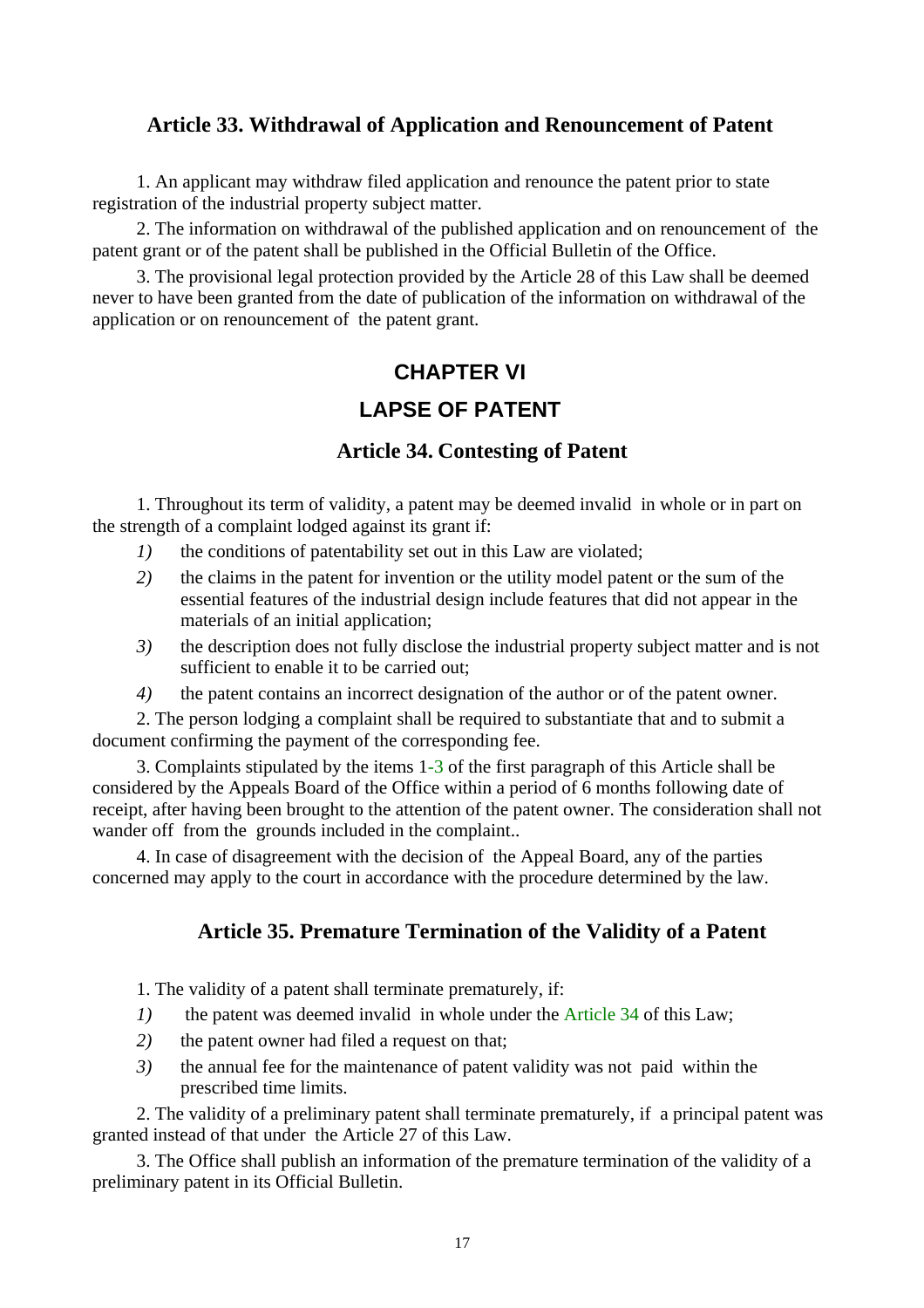### Article 33. Withdrawal of Application and Renouncement of Patent

1. An applicant may withdraw filed application and renounce the patent prior to state registration of the industrial property subject matter.

2. The information on withdrawal of the published application and on renouncement of the patent grant or of the patent shall be published in the Official Bulletin of the Office.

3. The provisional legal protection provided by the Article 28 of this Law shall be deemed never to have been granted from the date of publication of the information on withdrawal of the application or on renouncement of the patent grant.

## CHAPTER VI

## LAPSE OF PATENT

### Article 34. Contesting of Patent

1. Throughout its term of validity, a patent may be deemed invalid in whole or in part on the strength of a complaint lodged against its grant if:

*1)* the conditions of patentability set out in this Law are violated;

*2)* the claims in the patent for invention or the utility model patent or the sum of the essential features of the industrial design include features that did not appear in the materials of an initial application;

*3)* the description does not fully disclose the industrial property subject matter and is not sufficient to enable it to be carried out;

*4)* the patent contains an incorrect designation of the author or of the patent owner.

2. The person lodging a complaint shall be required to substantiate that and to submit a document confirming the payment of the corresponding fee.

3. Complaints stipulated by the items 1-3 of the first paragraph of this Article shall be considered by the Appeals Board of the Office within a period of 6 months following date of receipt, after having been brought to the attention of the patent owner. The consideration shall not wander off from the grounds included in the complaint..

4. In case of disagreement with the decision of the Appeal Board, any of the parties concerned may apply to the court in accordance with the procedure determined by the law.

### Article 35. Premature Termination of the Validity of a Patent

1. The validity of a patent shall terminate prematurely, if:

*1)* the patent was deemed invalid in whole under the Article 34 of this Law;

*2)* the patent owner had filed a request on that;

*3)* the annual fee for the maintenance of patent validity was not paid within the prescribed time limits.

2. The validity of a preliminary patent shall terminate prematurely, if a principal patent was granted instead of that under the Article 27 of this Law.

3. The Office shall publish an information of the premature termination of the validity of a preliminary patent in its Official Bulletin.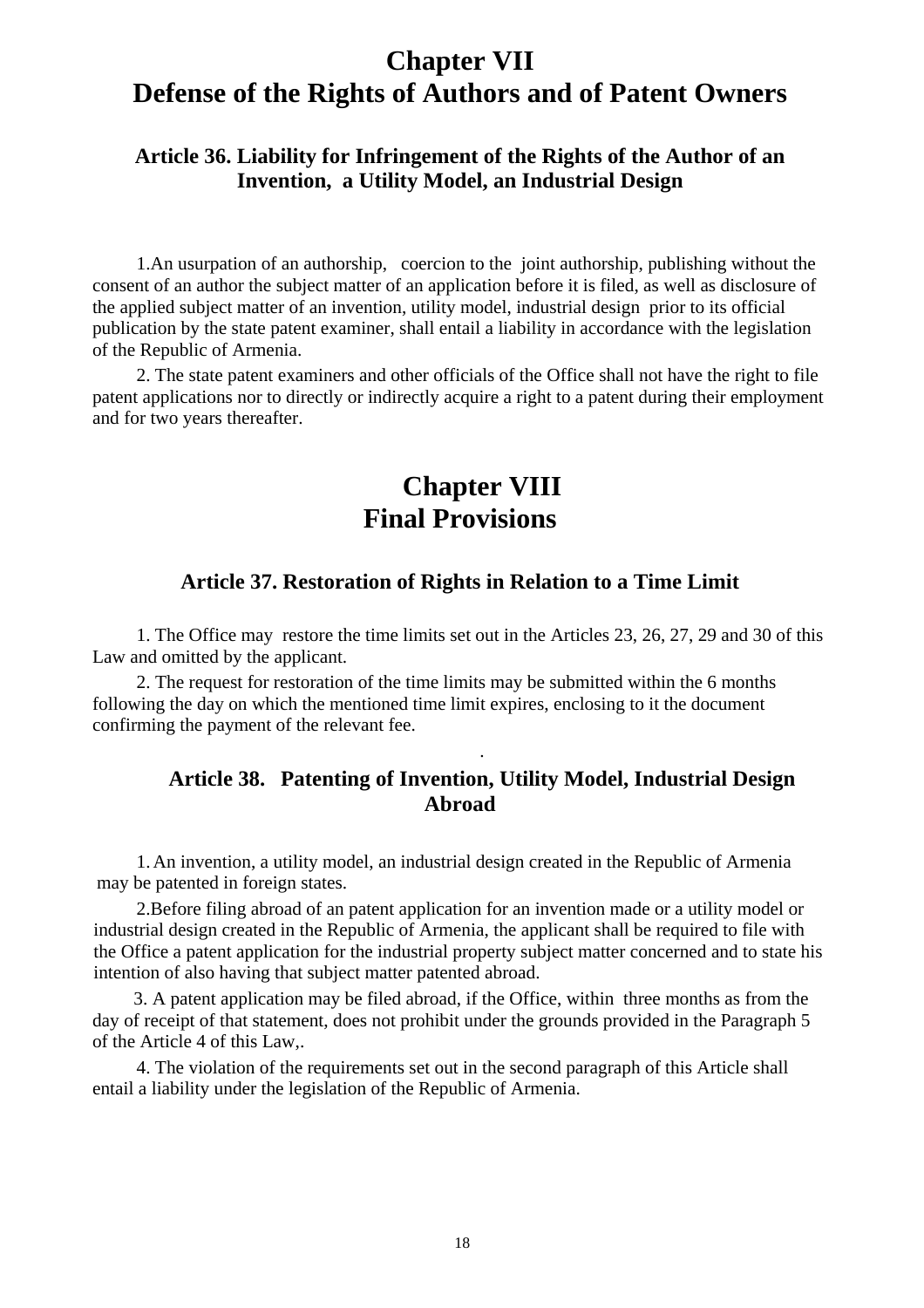# Chapter VII
# Defense of the Rights of Authors and of Patent Owners

### Article 36. Liability for Infringement of the Rights of the Author of an Invention, a Utility Model, an Industrial Design

1.An usurpation of an authorship, coercion to the joint authorship, publishing without the consent of an author the subject matter of an application before it is filed, as well as disclosure of the applied subject matter of an invention, utility model, industrial design prior to its official publication by the state patent examiner, shall entail a liability in accordance with the legislation of the Republic of Armenia.

2. The state patent examiners and other officials of the Office shall not have the right to file patent applications nor to directly or indirectly acquire a right to a patent during their employment and for two years thereafter.

# Chapter VIII
# Final Provisions

### Article 37. Restoration of Rights in Relation to a Time Limit

1. The Office may restore the time limits set out in the Articles 23, 26, 27, 29 and 30 of this Law and omitted by the applicant.

2. The request for restoration of the time limits may be submitted within the 6 months following the day on which the mentioned time limit expires, enclosing to it the document confirming the payment of the relevant fee.

.

### Article 38. Patenting of Invention, Utility Model, Industrial Design Abroad

1. An invention, a utility model, an industrial design created in the Republic of Armenia may be patented in foreign states.

2.Before filing abroad of an patent application for an invention made or a utility model or industrial design created in the Republic of Armenia, the applicant shall be required to file with the Office a patent application for the industrial property subject matter concerned and to state his intention of also having that subject matter patented abroad.

3. A patent application may be filed abroad, if the Office, within three months as from the day of receipt of that statement, does not prohibit under the grounds provided in the Paragraph 5 of the Article 4 of this Law,.

4. The violation of the requirements set out in the second paragraph of this Article shall entail a liability under the legislation of the Republic of Armenia.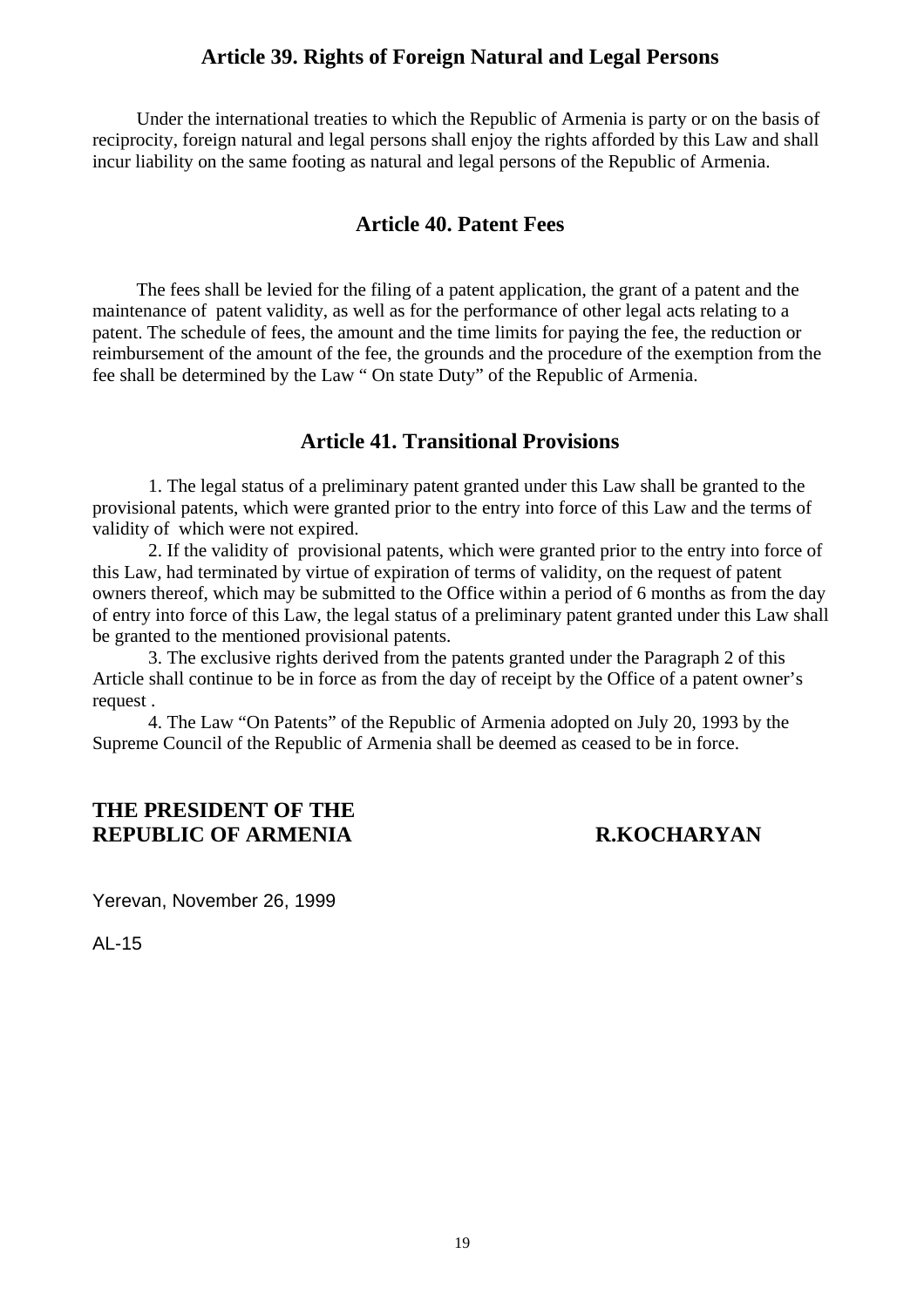## Article 39. Rights of Foreign Natural and Legal Persons

Under the international treaties to which the Republic of Armenia is party or on the basis of reciprocity, foreign natural and legal persons shall enjoy the rights afforded by this Law and shall incur liability on the same footing as natural and legal persons of the Republic of Armenia.

## Article 40. Patent Fees

The fees shall be levied for the filing of a patent application, the grant of a patent and the maintenance of patent validity, as well as for the performance of other legal acts relating to a patent. The schedule of fees, the amount and the time limits for paying the fee, the reduction or reimbursement of the amount of the fee, the grounds and the procedure of the exemption from the fee shall be determined by the Law " On state Duty" of the Republic of Armenia.

## Article 41. Transitional Provisions

1. The legal status of a preliminary patent granted under this Law shall be granted to the provisional patents, which were granted prior to the entry into force of this Law and the terms of validity of which were not expired.

2. If the validity of provisional patents, which were granted prior to the entry into force of this Law, had terminated by virtue of expiration of terms of validity, on the request of patent owners thereof, which may be submitted to the Office within a period of 6 months as from the day of entry into force of this Law, the legal status of a preliminary patent granted under this Law shall be granted to the mentioned provisional patents.

3. The exclusive rights derived from the patents granted under the Paragraph 2 of this Article shall continue to be in force as from the day of receipt by the Office of a patent owner's request .

4. The Law "On Patents" of the Republic of Armenia adopted on July 20, 1993 by the Supreme Council of the Republic of Armenia shall be deemed as ceased to be in force.

**THE PRESIDENT OF THE REPUBLIC OF ARMENIA** **R.KOCHARYAN**

Yerevan, November 26, 1999

AL-15